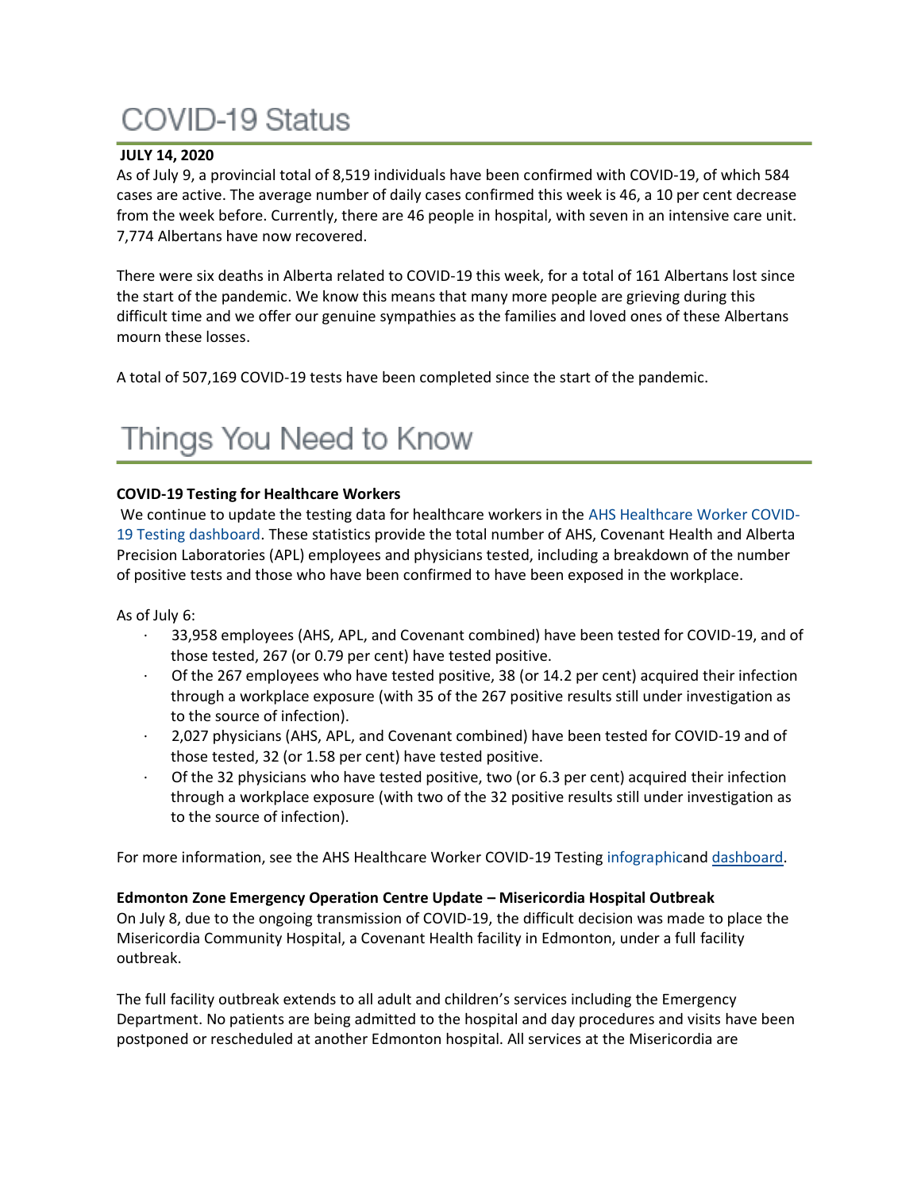# COVID-19 Status

**JULY 14, 2020**

As of July 9, a provincial total of 8,519 individuals have been confirmed with COVID-19, of which 584 cases are active. The average number of daily cases confirmed this week is 46, a 10 per cent decrease from the week before. Currently, there are 46 people in hospital, with seven in an intensive care unit. 7,774 Albertans have now recovered.

There were six deaths in Alberta related to COVID-19 this week, for a total of 161 Albertans lost since the start of the pandemic. We know this means that many more people are grieving during this difficult time and we offer our genuine sympathies as the families and loved ones of these Albertans mourn these losses.

A total of 507,169 COVID-19 tests have been completed since the start of the pandemic.

# Things You Need to Know

**COVID-19 Testing for Healthcare Workers**

We continue to update the testing data for healthcare workers in the AHS Healthcare Worker COVID-19 Testing dashboard. These statistics provide the total number of AHS, Covenant Health and Alberta Precision Laboratories (APL) employees and physicians tested, including a breakdown of the number of positive tests and those who have been confirmed to have been exposed in the workplace.

As of July 6:

- 33,958 employees (AHS, APL, and Covenant combined) have been tested for COVID-19, and of those tested, 267 (or 0.79 per cent) have tested positive.
- Of the 267 employees who have tested positive, 38 (or 14.2 per cent) acquired their infection through a workplace exposure (with 35 of the 267 positive results still under investigation as to the source of infection).
- 2,027 physicians (AHS, APL, and Covenant combined) have been tested for COVID-19 and of those tested, 32 (or 1.58 per cent) have tested positive.
- Of the 32 physicians who have tested positive, two (or 6.3 per cent) acquired their infection through a workplace exposure (with two of the 32 positive results still under investigation as to the source of infection).

For more information, see the AHS Healthcare Worker COVID-19 Testing infographicand dashboard.

**Edmonton Zone Emergency Operation Centre Update – Misericordia Hospital Outbreak**

On July 8, due to the ongoing transmission of COVID-19, the difficult decision was made to place the Misericordia Community Hospital, a Covenant Health facility in Edmonton, under a full facility outbreak.

The full facility outbreak extends to all adult and children's services including the Emergency Department. No patients are being admitted to the hospital and day procedures and visits have been postponed or rescheduled at another Edmonton hospital. All services at the Misericordia are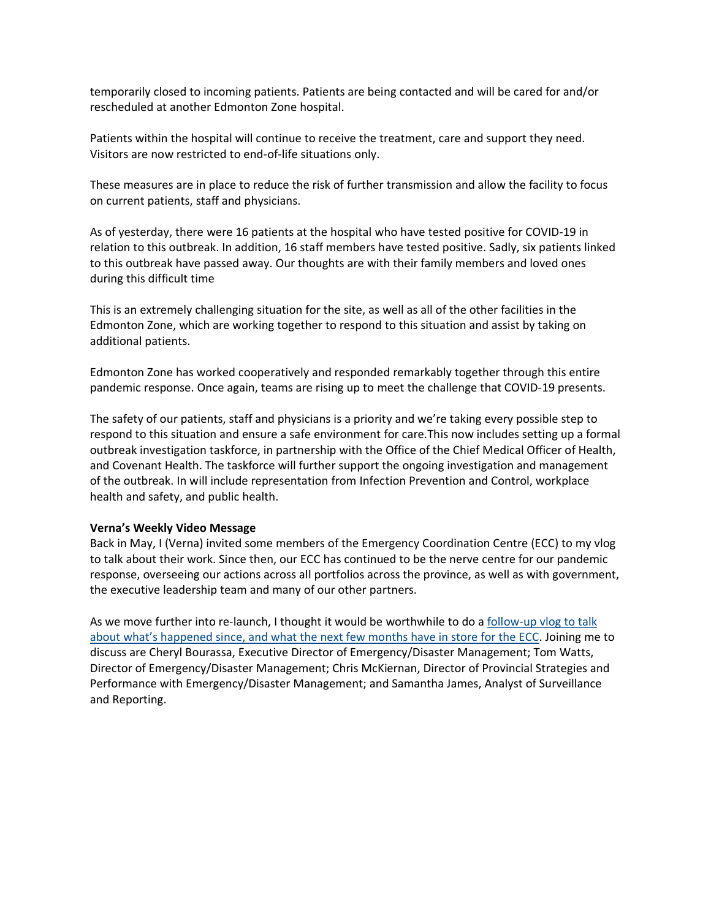temporarily closed to incoming patients. Patients are being contacted and will be cared for and/or rescheduled at another Edmonton Zone hospital.

Patients within the hospital will continue to receive the treatment, care and support they need. Visitors are now restricted to end-of-life situations only.

These measures are in place to reduce the risk of further transmission and allow the facility to focus on current patients, staff and physicians.

As of yesterday, there were 16 patients at the hospital who have tested positive for COVID-19 in relation to this outbreak. In addition, 16 staff members have tested positive. Sadly, six patients linked to this outbreak have passed away. Our thoughts are with their family members and loved ones during this difficult time

This is an extremely challenging situation for the site, as well as all of the other facilities in the Edmonton Zone, which are working together to respond to this situation and assist by taking on additional patients.

Edmonton Zone has worked cooperatively and responded remarkably together through this entire pandemic response. Once again, teams are rising up to meet the challenge that COVID-19 presents.

The safety of our patients, staff and physicians is a priority and we're taking every possible step to respond to this situation and ensure a safe environment for care.This now includes setting up a formal outbreak investigation taskforce, in partnership with the Office of the Chief Medical Officer of Health, and Covenant Health. The taskforce will further support the ongoing investigation and management of the outbreak. In will include representation from Infection Prevention and Control, workplace health and safety, and public health.

**Verna's Weekly Video Message**

Back in May, I (Verna) invited some members of the Emergency Coordination Centre (ECC) to my vlog to talk about their work. Since then, our ECC has continued to be the nerve centre for our pandemic response, overseeing our actions across all portfolios across the province, as well as with government, the executive leadership team and many of our other partners.

As we move further into re-launch, I thought it would be worthwhile to do a follow-up vlog to talk about what's happened since, and what the next few months have in store for the ECC. Joining me to discuss are Cheryl Bourassa, Executive Director of Emergency/Disaster Management; Tom Watts, Director of Emergency/Disaster Management; Chris McKiernan, Director of Provincial Strategies and Performance with Emergency/Disaster Management; and Samantha James, Analyst of Surveillance and Reporting.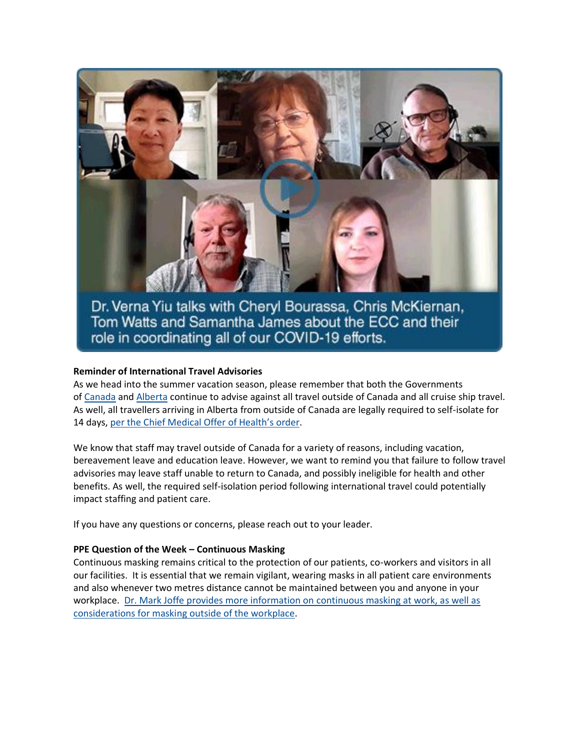Dr. Verna Yiu talks with Cheryl Bourassa, Chris McKiernan, Tom Watts and Samantha James about the ECC and their role in coordinating all of our COVID-19 efforts.

**Reminder of International Travel Advisories**

As we head into the summer vacation season, please remember that both the Governments of Canada and Alberta continue to advise against all travel outside of Canada and all cruise ship travel. As well, all travellers arriving in Alberta from outside of Canada are legally required to self-isolate for 14 days, per the Chief Medical Offer of Health's order.

We know that staff may travel outside of Canada for a variety of reasons, including vacation, bereavement leave and education leave. However, we want to remind you that failure to follow travel advisories may leave staff unable to return to Canada, and possibly ineligible for health and other benefits. As well, the required self-isolation period following international travel could potentially impact staffing and patient care.

If you have any questions or concerns, please reach out to your leader.

**PPE Question of the Week – Continuous Masking**

Continuous masking remains critical to the protection of our patients, co-workers and visitors in all our facilities. It is essential that we remain vigilant, wearing masks in all patient care environments and also whenever two metres distance cannot be maintained between you and anyone in your workplace. Dr. Mark Joffe provides more information on continuous masking at work, as well as considerations for masking outside of the workplace.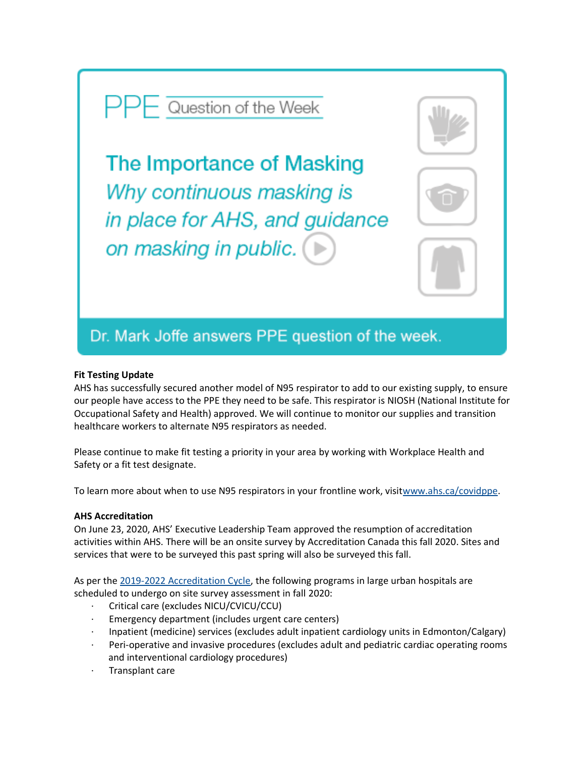PPE Question of the Week

**The Importance of Masking**

*Why continuous masking is in place for AHS, and guidance on masking in public.*

Dr. Mark Joffe answers PPE question of the week.

**Fit Testing Update**

AHS has successfully secured another model of N95 respirator to add to our existing supply, to ensure our people have access to the PPE they need to be safe. This respirator is NIOSH (National Institute for Occupational Safety and Health) approved. We will continue to monitor our supplies and transition healthcare workers to alternate N95 respirators as needed.

Please continue to make fit testing a priority in your area by working with Workplace Health and Safety or a fit test designate.

To learn more about when to use N95 respirators in your frontline work, visit[www.ahs.ca/covidppe](www.ahs.ca/covidppe).

**AHS Accreditation**

On June 23, 2020, AHS' Executive Leadership Team approved the resumption of accreditation activities within AHS. There will be an onsite survey by Accreditation Canada this fall 2020. Sites and services that were to be surveyed this past spring will also be surveyed this fall.

As per the 2019-2022 Accreditation Cycle, the following programs in large urban hospitals are scheduled to undergo on site survey assessment in fall 2020:

- Critical care (excludes NICU/CVICU/CCU)
- Emergency department (includes urgent care centers)
- Inpatient (medicine) services (excludes adult inpatient cardiology units in Edmonton/Calgary)
- Peri-operative and invasive procedures (excludes adult and pediatric cardiac operating rooms and interventional cardiology procedures)
- Transplant care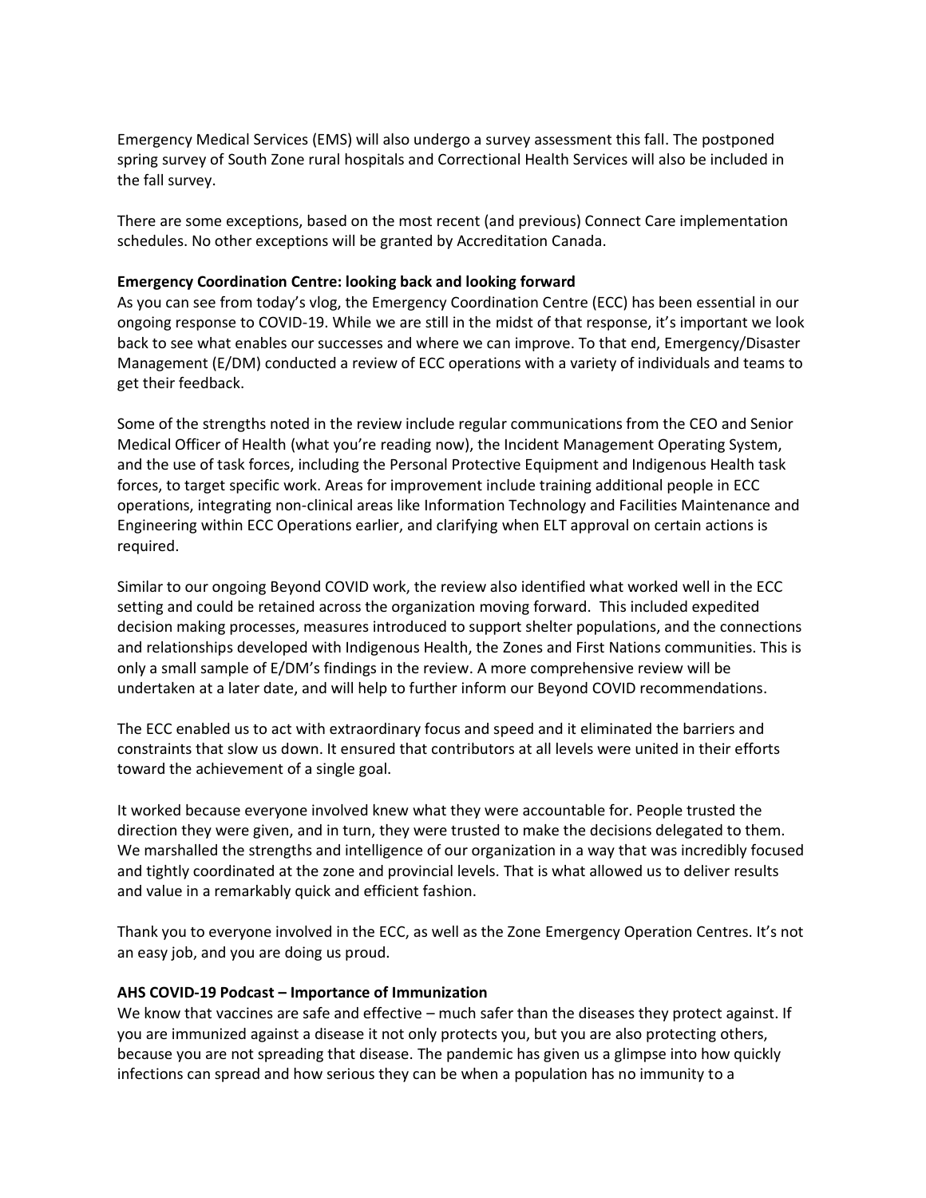Emergency Medical Services (EMS) will also undergo a survey assessment this fall. The postponed spring survey of South Zone rural hospitals and Correctional Health Services will also be included in the fall survey.

There are some exceptions, based on the most recent (and previous) Connect Care implementation schedules. No other exceptions will be granted by Accreditation Canada.

**Emergency Coordination Centre: looking back and looking forward**

As you can see from today's vlog, the Emergency Coordination Centre (ECC) has been essential in our ongoing response to COVID-19. While we are still in the midst of that response, it's important we look back to see what enables our successes and where we can improve. To that end, Emergency/Disaster Management (E/DM) conducted a review of ECC operations with a variety of individuals and teams to get their feedback.

Some of the strengths noted in the review include regular communications from the CEO and Senior Medical Officer of Health (what you're reading now), the Incident Management Operating System, and the use of task forces, including the Personal Protective Equipment and Indigenous Health task forces, to target specific work. Areas for improvement include training additional people in ECC operations, integrating non-clinical areas like Information Technology and Facilities Maintenance and Engineering within ECC Operations earlier, and clarifying when ELT approval on certain actions is required.

Similar to our ongoing Beyond COVID work, the review also identified what worked well in the ECC setting and could be retained across the organization moving forward. This included expedited decision making processes, measures introduced to support shelter populations, and the connections and relationships developed with Indigenous Health, the Zones and First Nations communities. This is only a small sample of E/DM's findings in the review. A more comprehensive review will be undertaken at a later date, and will help to further inform our Beyond COVID recommendations.

The ECC enabled us to act with extraordinary focus and speed and it eliminated the barriers and constraints that slow us down. It ensured that contributors at all levels were united in their efforts toward the achievement of a single goal.

It worked because everyone involved knew what they were accountable for. People trusted the direction they were given, and in turn, they were trusted to make the decisions delegated to them. We marshalled the strengths and intelligence of our organization in a way that was incredibly focused and tightly coordinated at the zone and provincial levels. That is what allowed us to deliver results and value in a remarkably quick and efficient fashion.

Thank you to everyone involved in the ECC, as well as the Zone Emergency Operation Centres. It's not an easy job, and you are doing us proud.

**AHS COVID-19 Podcast – Importance of Immunization**

We know that vaccines are safe and effective – much safer than the diseases they protect against. If you are immunized against a disease it not only protects you, but you are also protecting others, because you are not spreading that disease. The pandemic has given us a glimpse into how quickly infections can spread and how serious they can be when a population has no immunity to a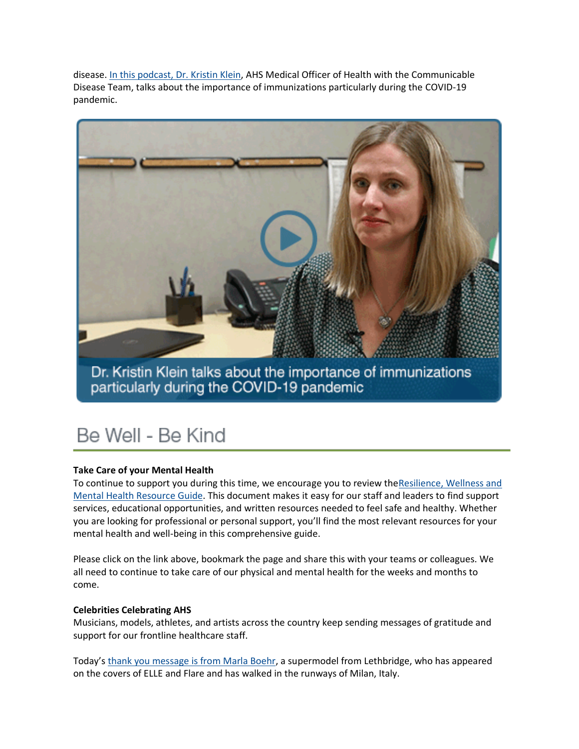disease. In this podcast, Dr. Kristin Klein, AHS Medical Officer of Health with the Communicable Disease Team, talks about the importance of immunizations particularly during the COVID-19 pandemic.

Dr. Kristin Klein talks about the importance of immunizations particularly during the COVID-19 pandemic

# Be Well - Be Kind

**Take Care of your Mental Health**

To continue to support you during this time, we encourage you to review theResilience, Wellness and Mental Health Resource Guide. This document makes it easy for our staff and leaders to find support services, educational opportunities, and written resources needed to feel safe and healthy. Whether you are looking for professional or personal support, you'll find the most relevant resources for your mental health and well-being in this comprehensive guide.

Please click on the link above, bookmark the page and share this with your teams or colleagues. We all need to continue to take care of our physical and mental health for the weeks and months to come.

**Celebrities Celebrating AHS**

Musicians, models, athletes, and artists across the country keep sending messages of gratitude and support for our frontline healthcare staff.

Today's thank you message is from Marla Boehr, a supermodel from Lethbridge, who has appeared on the covers of ELLE and Flare and has walked in the runways of Milan, Italy.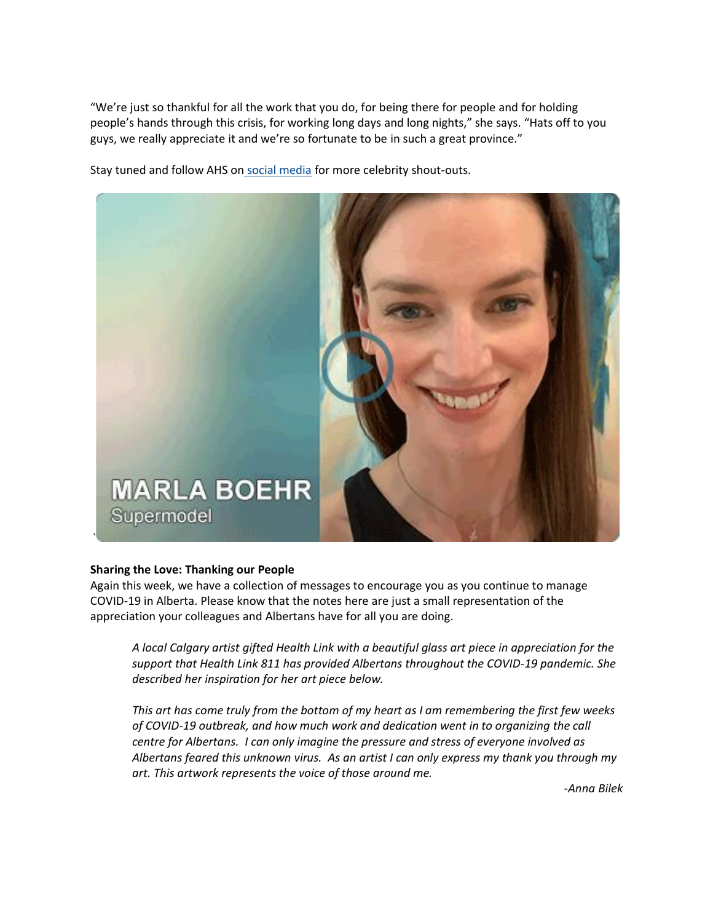"We're just so thankful for all the work that you do, for being there for people and for holding people's hands through this crisis, for working long days and long nights," she says. "Hats off to you guys, we really appreciate it and we're so fortunate to be in such a great province."

Stay tuned and follow AHS on social media for more celebrity shout-outs.

MARLA BOEHR
Supermodel

**Sharing the Love: Thanking our People**
Again this week, we have a collection of messages to encourage you as you continue to manage COVID-19 in Alberta. Please know that the notes here are just a small representation of the appreciation your colleagues and Albertans have for all you are doing.

> *A local Calgary artist gifted Health Link with a beautiful glass art piece in appreciation for the support that Health Link 811 has provided Albertans throughout the COVID-19 pandemic. She described her inspiration for her art piece below.*
>
> *This art has come truly from the bottom of my heart as I am remembering the first few weeks of COVID-19 outbreak, and how much work and dedication went in to organizing the call centre for Albertans. I can only imagine the pressure and stress of everyone involved as Albertans feared this unknown virus. As an artist I can only express my thank you through my art. This artwork represents the voice of those around me.*
>
> *-Anna Bilek*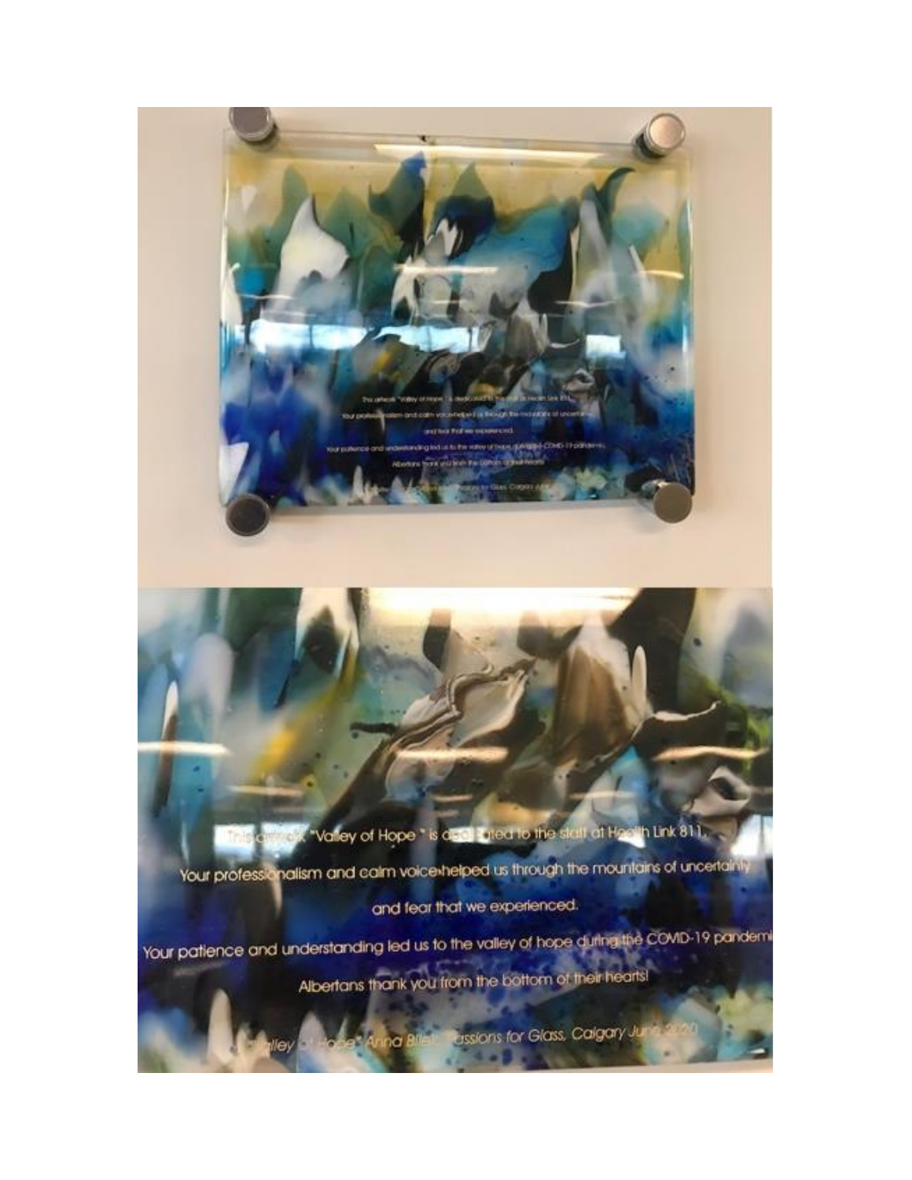This artwork "Valley of Hope" is dedicated to the staff at Health Link 811.

Your professionalism and calm voice helped us through the mountains of uncertainty

and fear that we experienced.

Your patience and understanding led us to the valley of hope during the COVID-19 pandemic.

Albertans thank you from the bottom of their hearts!

"Valley of Hope" Anna Biles, Passions for Glass, Calgary June 2020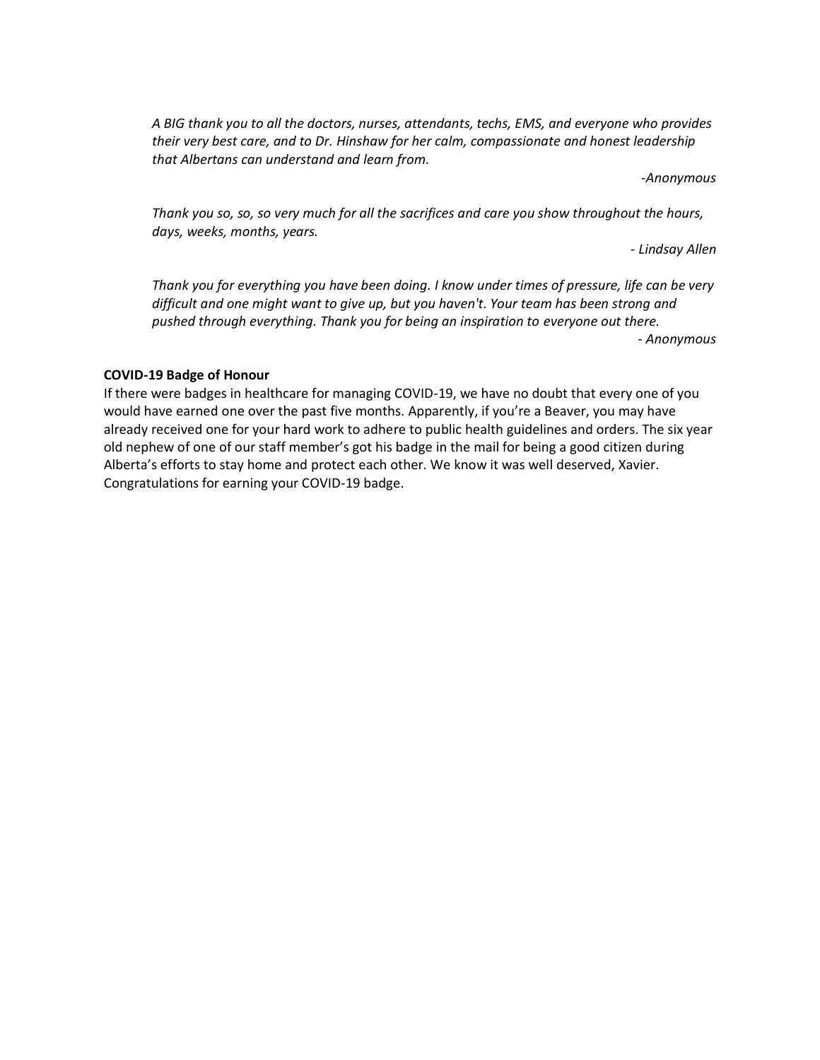*A BIG thank you to all the doctors, nurses, attendants, techs, EMS, and everyone who provides their very best care, and to Dr. Hinshaw for her calm, compassionate and honest leadership that Albertans can understand and learn from.*

*-Anonymous*

*Thank you so, so, so very much for all the sacrifices and care you show throughout the hours, days, weeks, months, years.*

*- Lindsay Allen*

*Thank you for everything you have been doing. I know under times of pressure, life can be very difficult and one might want to give up, but you haven't. Your team has been strong and pushed through everything. Thank you for being an inspiration to everyone out there.*

*- Anonymous*

**COVID-19 Badge of Honour**

If there were badges in healthcare for managing COVID-19, we have no doubt that every one of you would have earned one over the past five months. Apparently, if you're a Beaver, you may have already received one for your hard work to adhere to public health guidelines and orders. The six year old nephew of one of our staff member's got his badge in the mail for being a good citizen during Alberta's efforts to stay home and protect each other. We know it was well deserved, Xavier. Congratulations for earning your COVID-19 badge.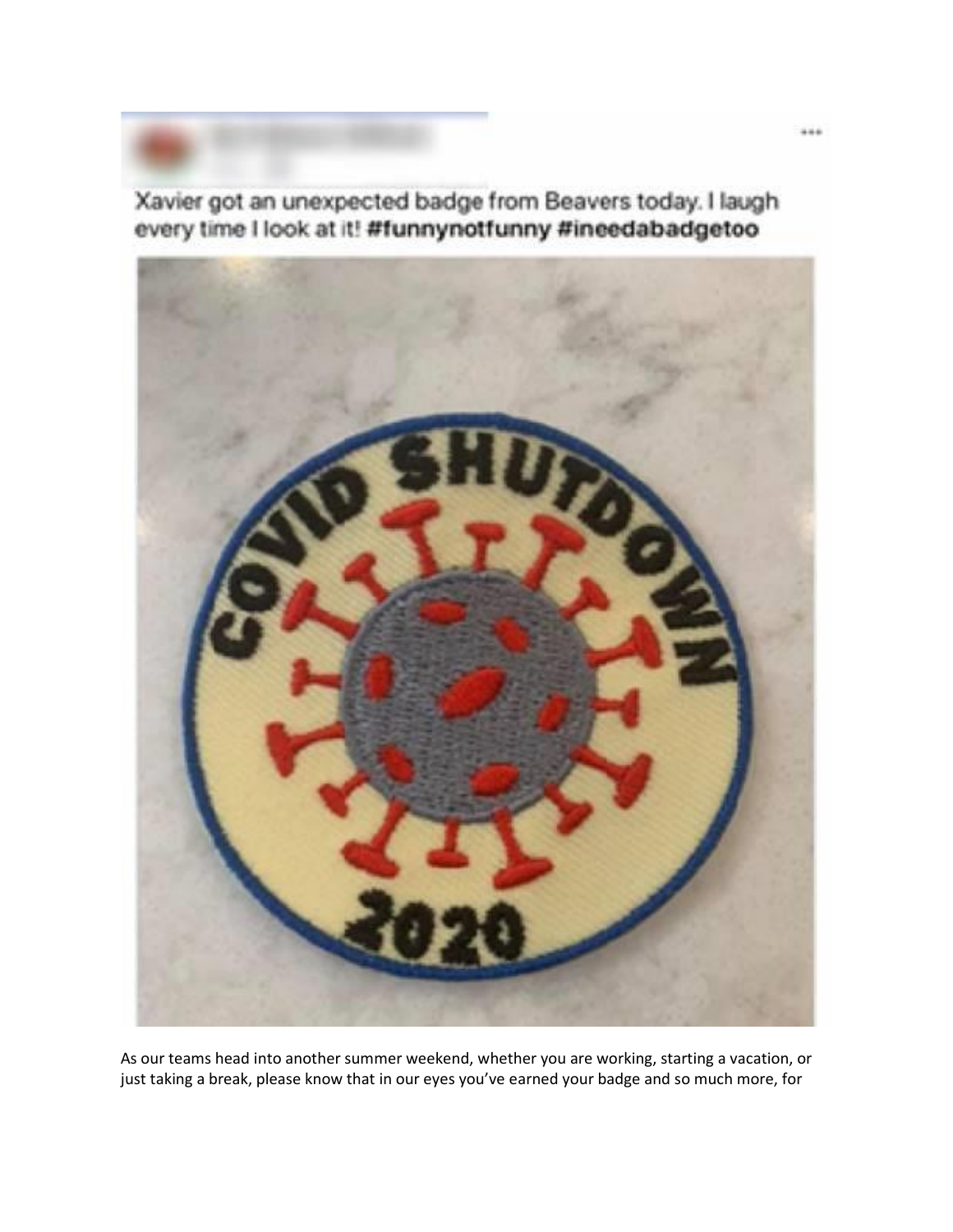Xavier got an unexpected badge from Beavers today. I laugh every time I look at it! **#funnynotfunny #ineedabadgetoo**

As our teams head into another summer weekend, whether you are working, starting a vacation, or just taking a break, please know that in our eyes you've earned your badge and so much more, for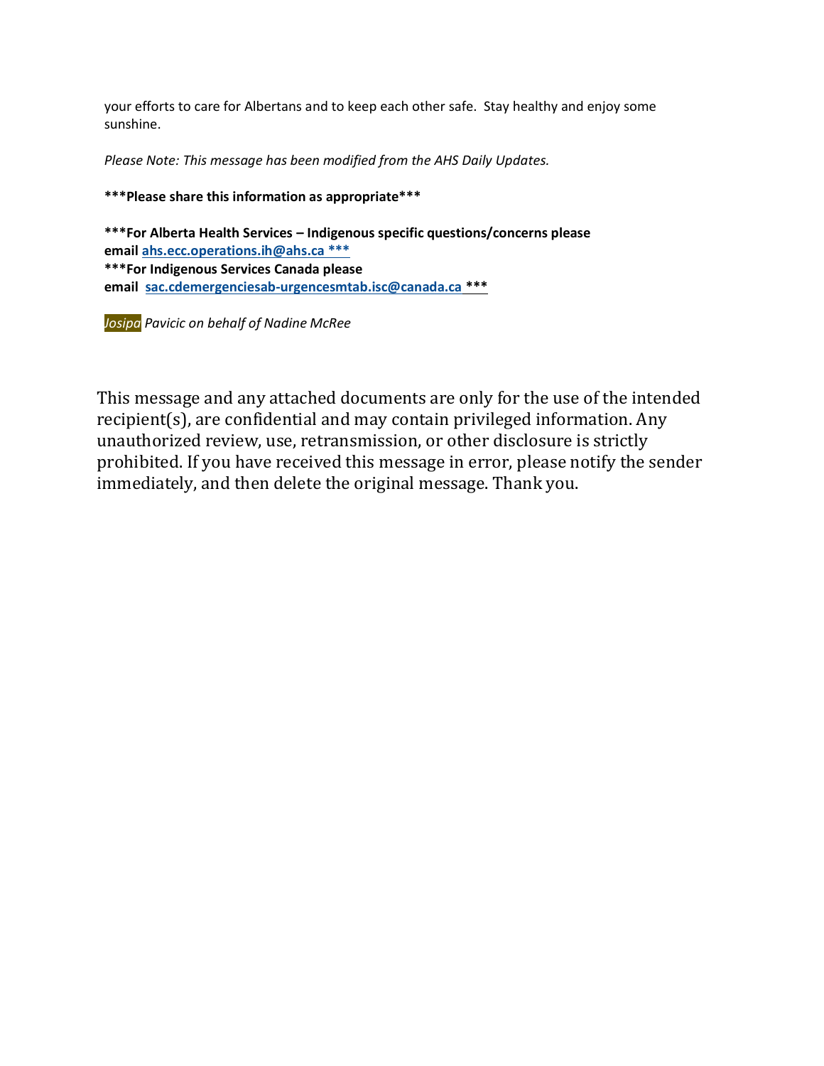your efforts to care for Albertans and to keep each other safe. Stay healthy and enjoy some sunshine.

*Please Note: This message has been modified from the AHS Daily Updates.*

**\*\*\*Please share this information as appropriate\*\*\***

**\*\*\*For Alberta Health Services – Indigenous specific questions/concerns please email ahs.ecc.operations.ih@ahs.ca \*\*\***
**\*\*\*For Indigenous Services Canada please email sac.cdemergenciesab-urgencesmtab.isc@canada.ca \*\*\***

*Josipa Pavicic on behalf of Nadine McRee*

This message and any attached documents are only for the use of the intended recipient(s), are confidential and may contain privileged information. Any unauthorized review, use, retransmission, or other disclosure is strictly prohibited. If you have received this message in error, please notify the sender immediately, and then delete the original message. Thank you.